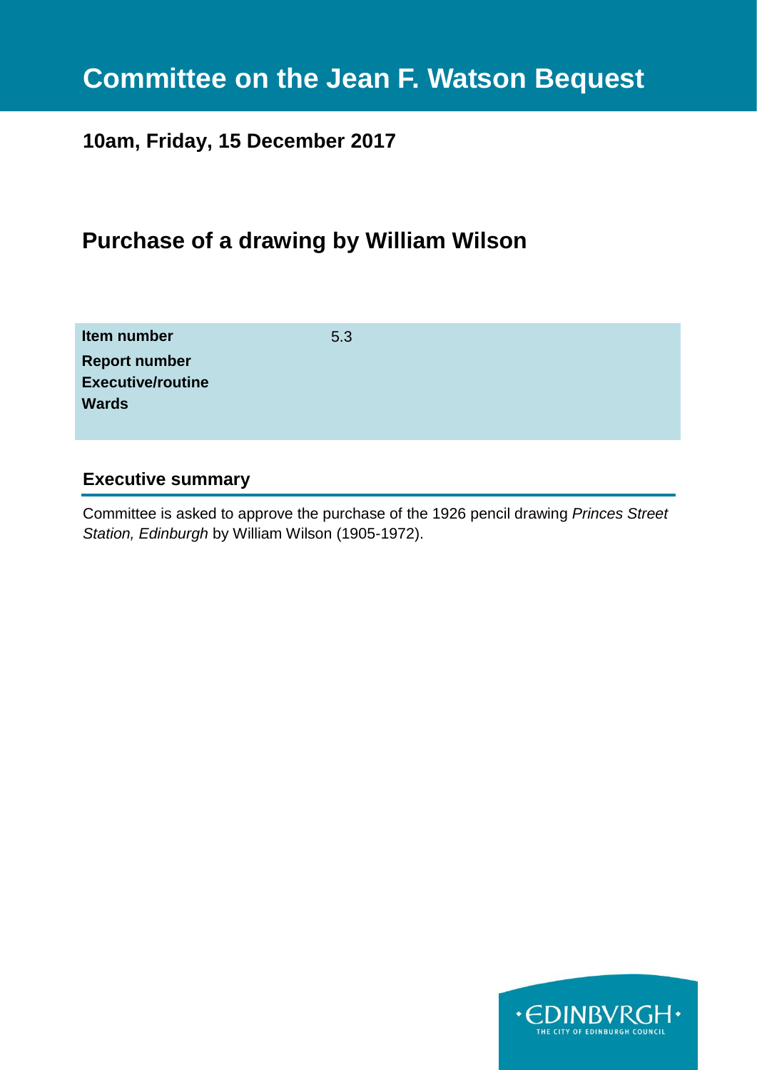# Committee on the Jean F. Watson Bequest

**10am, Friday, 15 December 2017**

## Purchase of a drawing by William Wilson

| | |
|---|---|
| **Item number** | 5.3 |
| **Report number** | |
| **Executive/routine** | |
| **Wards** | |

### Executive summary

Committee is asked to approve the purchase of the 1926 pencil drawing *Princes Street Station, Edinburgh* by William Wilson (1905-1972).

EDINBVRGH
THE CITY OF EDINBURGH COUNCIL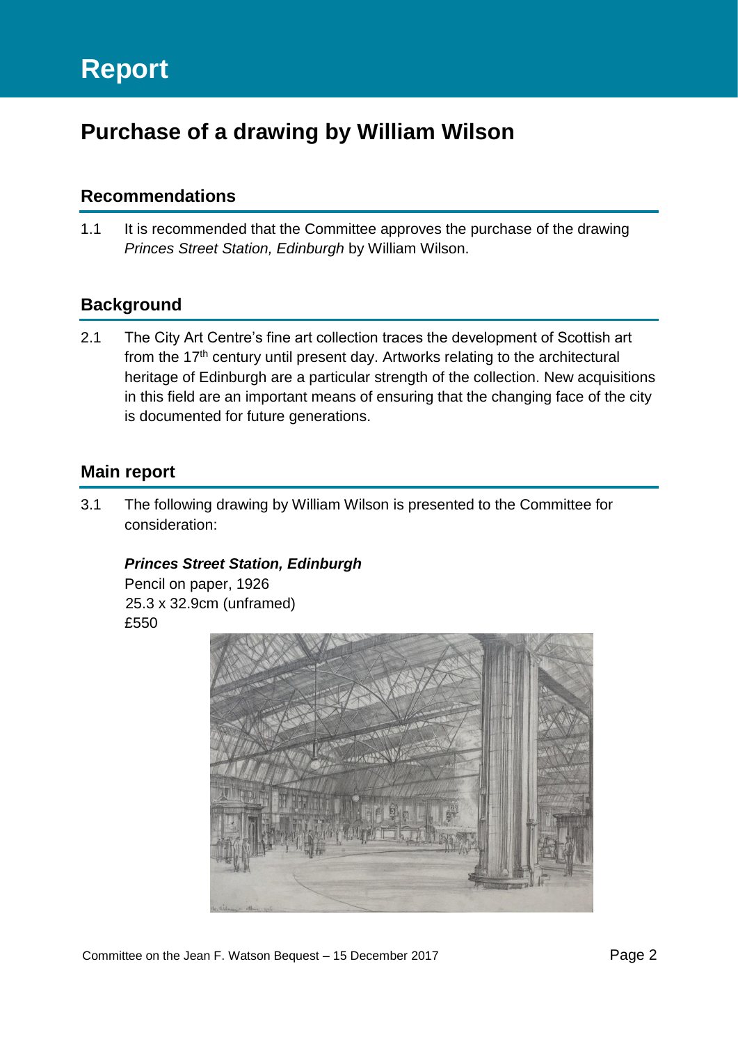# Report

## Purchase of a drawing by William Wilson

### Recommendations

1.1 It is recommended that the Committee approves the purchase of the drawing *Princes Street Station, Edinburgh* by William Wilson.

### Background

2.1 The City Art Centre's fine art collection traces the development of Scottish art from the 17th century until present day. Artworks relating to the architectural heritage of Edinburgh are a particular strength of the collection. New acquisitions in this field are an important means of ensuring that the changing face of the city is documented for future generations.

### Main report

3.1 The following drawing by William Wilson is presented to the Committee for consideration:

***Princes Street Station, Edinburgh***
Pencil on paper, 1926
25.3 x 32.9cm (unframed)
£550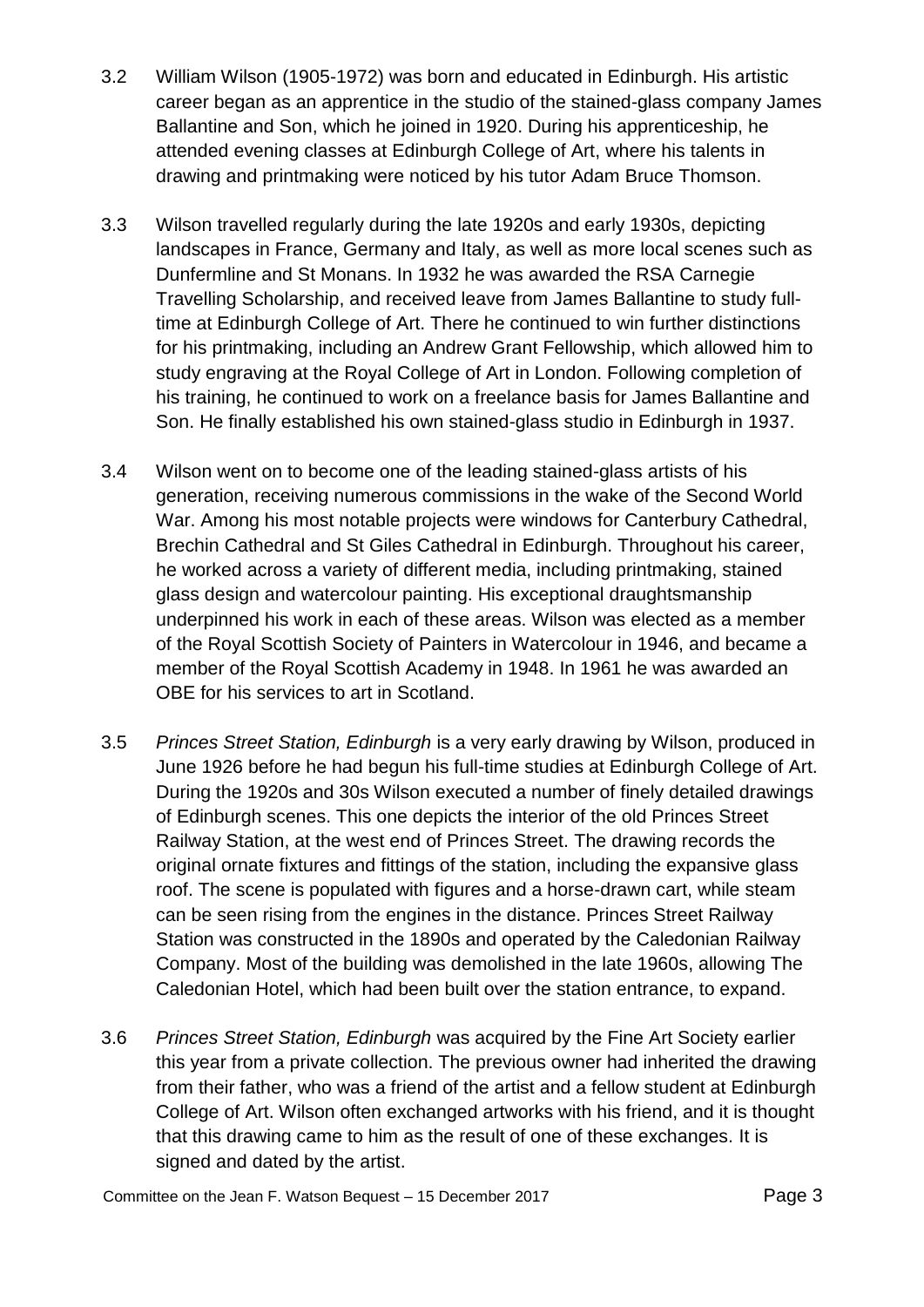3.2 William Wilson (1905-1972) was born and educated in Edinburgh. His artistic career began as an apprentice in the studio of the stained-glass company James Ballantine and Son, which he joined in 1920. During his apprenticeship, he attended evening classes at Edinburgh College of Art, where his talents in drawing and printmaking were noticed by his tutor Adam Bruce Thomson.

3.3 Wilson travelled regularly during the late 1920s and early 1930s, depicting landscapes in France, Germany and Italy, as well as more local scenes such as Dunfermline and St Monans. In 1932 he was awarded the RSA Carnegie Travelling Scholarship, and received leave from James Ballantine to study full-time at Edinburgh College of Art. There he continued to win further distinctions for his printmaking, including an Andrew Grant Fellowship, which allowed him to study engraving at the Royal College of Art in London. Following completion of his training, he continued to work on a freelance basis for James Ballantine and Son. He finally established his own stained-glass studio in Edinburgh in 1937.

3.4 Wilson went on to become one of the leading stained-glass artists of his generation, receiving numerous commissions in the wake of the Second World War. Among his most notable projects were windows for Canterbury Cathedral, Brechin Cathedral and St Giles Cathedral in Edinburgh. Throughout his career, he worked across a variety of different media, including printmaking, stained glass design and watercolour painting. His exceptional draughtsmanship underpinned his work in each of these areas. Wilson was elected as a member of the Royal Scottish Society of Painters in Watercolour in 1946, and became a member of the Royal Scottish Academy in 1948. In 1961 he was awarded an OBE for his services to art in Scotland.

3.5 *Princes Street Station, Edinburgh* is a very early drawing by Wilson, produced in June 1926 before he had begun his full-time studies at Edinburgh College of Art. During the 1920s and 30s Wilson executed a number of finely detailed drawings of Edinburgh scenes. This one depicts the interior of the old Princes Street Railway Station, at the west end of Princes Street. The drawing records the original ornate fixtures and fittings of the station, including the expansive glass roof. The scene is populated with figures and a horse-drawn cart, while steam can be seen rising from the engines in the distance. Princes Street Railway Station was constructed in the 1890s and operated by the Caledonian Railway Company. Most of the building was demolished in the late 1960s, allowing The Caledonian Hotel, which had been built over the station entrance, to expand.

3.6 *Princes Street Station, Edinburgh* was acquired by the Fine Art Society earlier this year from a private collection. The previous owner had inherited the drawing from their father, who was a friend of the artist and a fellow student at Edinburgh College of Art. Wilson often exchanged artworks with his friend, and it is thought that this drawing came to him as the result of one of these exchanges. It is signed and dated by the artist.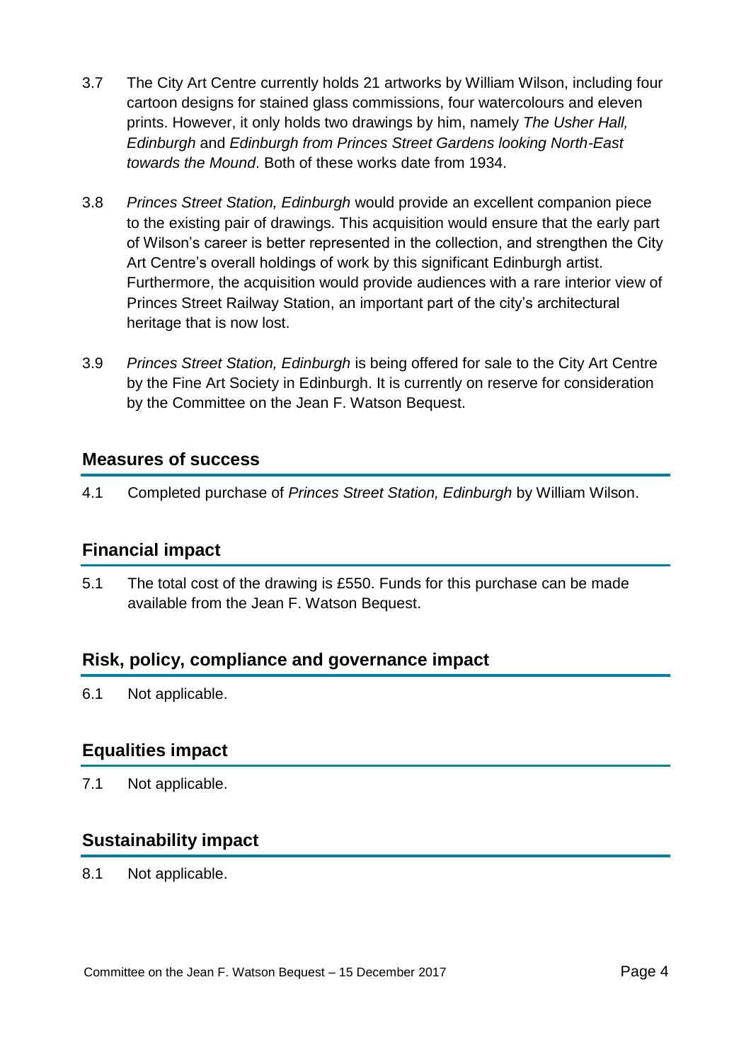3.7 The City Art Centre currently holds 21 artworks by William Wilson, including four cartoon designs for stained glass commissions, four watercolours and eleven prints. However, it only holds two drawings by him, namely *The Usher Hall, Edinburgh* and *Edinburgh from Princes Street Gardens looking North-East towards the Mound*. Both of these works date from 1934.

3.8 *Princes Street Station, Edinburgh* would provide an excellent companion piece to the existing pair of drawings. This acquisition would ensure that the early part of Wilson's career is better represented in the collection, and strengthen the City Art Centre's overall holdings of work by this significant Edinburgh artist. Furthermore, the acquisition would provide audiences with a rare interior view of Princes Street Railway Station, an important part of the city's architectural heritage that is now lost.

3.9 *Princes Street Station, Edinburgh* is being offered for sale to the City Art Centre by the Fine Art Society in Edinburgh. It is currently on reserve for consideration by the Committee on the Jean F. Watson Bequest.

## Measures of success

4.1 Completed purchase of *Princes Street Station, Edinburgh* by William Wilson.

## Financial impact

5.1 The total cost of the drawing is £550. Funds for this purchase can be made available from the Jean F. Watson Bequest.

## Risk, policy, compliance and governance impact

6.1 Not applicable.

## Equalities impact

7.1 Not applicable.

## Sustainability impact

8.1 Not applicable.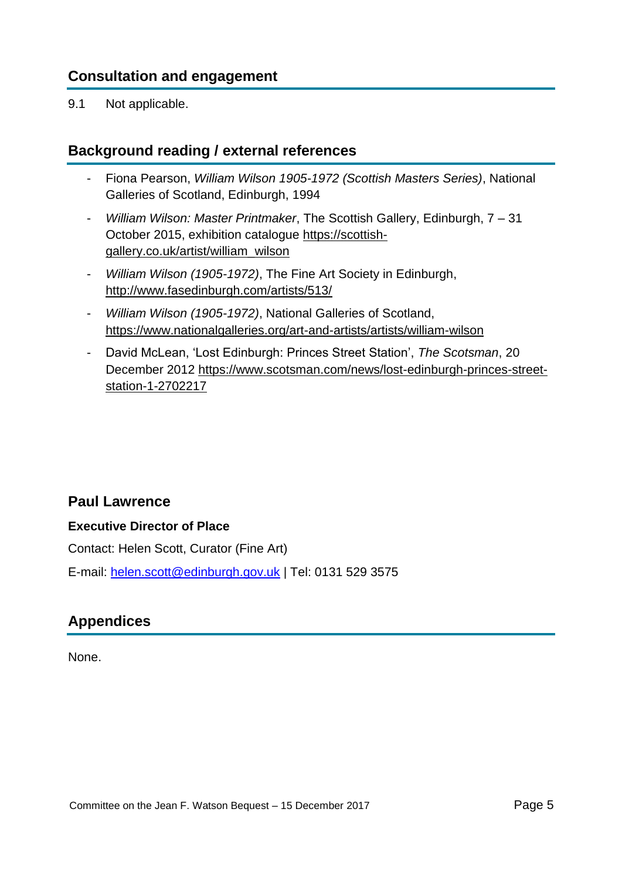## Consultation and engagement

9.1 Not applicable.

## Background reading / external references

- Fiona Pearson, *William Wilson 1905-1972 (Scottish Masters Series)*, National Galleries of Scotland, Edinburgh, 1994
- *William Wilson: Master Printmaker*, The Scottish Gallery, Edinburgh, 7 – 31 October 2015, exhibition catalogue https://scottish-gallery.co.uk/artist/william_wilson
- *William Wilson (1905-1972)*, The Fine Art Society in Edinburgh, http://www.fasedinburgh.com/artists/513/
- *William Wilson (1905-1972)*, National Galleries of Scotland, https://www.nationalgalleries.org/art-and-artists/artists/william-wilson
- David McLean, 'Lost Edinburgh: Princes Street Station', *The Scotsman*, 20 December 2012 https://www.scotsman.com/news/lost-edinburgh-princes-street-station-1-2702217

### Paul Lawrence

**Executive Director of Place**

Contact: Helen Scott, Curator (Fine Art)

E-mail: helen.scott@edinburgh.gov.uk | Tel: 0131 529 3575

## Appendices

None.